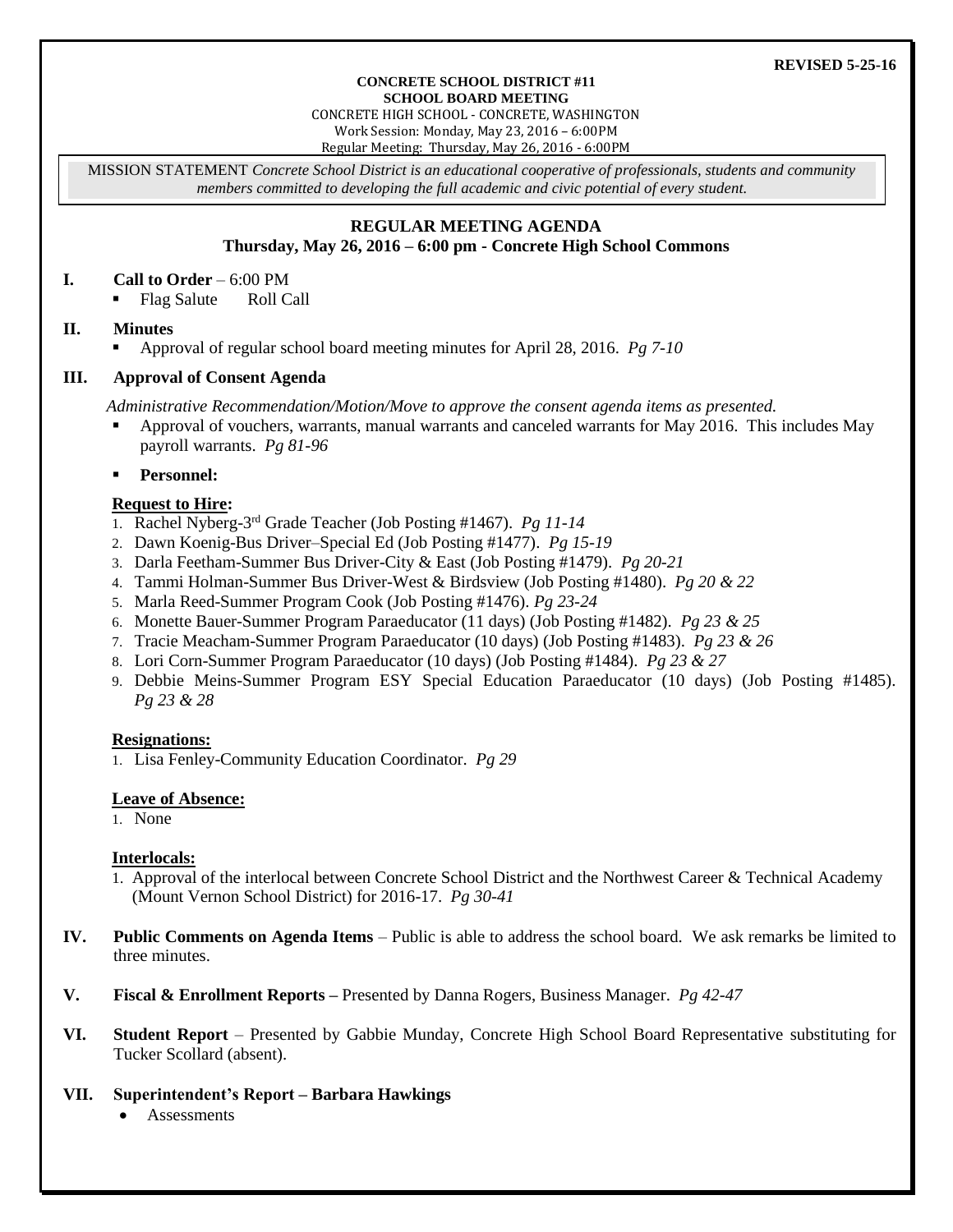**REVISED 5-25-16**

**CONCRETE SCHOOL DISTRICT #11**
**SCHOOL BOARD MEETING**
CONCRETE HIGH SCHOOL - CONCRETE, WASHINGTON
Work Session: Monday, May 23, 2016 – 6:00PM
Regular Meeting: Thursday, May 26, 2016 - 6:00PM

MISSION STATEMENT *Concrete School District is an educational cooperative of professionals, students and community members committed to developing the full academic and civic potential of every student.*

## REGULAR MEETING AGENDA
### Thursday, May 26, 2016 – 6:00 pm - Concrete High School Commons

**I. Call to Order** – 6:00 PM

- Flag Salute    Roll Call

**II. Minutes**

- Approval of regular school board meeting minutes for April 28, 2016. *Pg 7-10*

**III. Approval of Consent Agenda**

*Administrative Recommendation/Motion/Move to approve the consent agenda items as presented.*

- Approval of vouchers, warrants, manual warrants and canceled warrants for May 2016. This includes May payroll warrants. *Pg 81-96*
- **Personnel:**

**Request to Hire:**

1. Rachel Nyberg-3rd Grade Teacher (Job Posting #1467). *Pg 11-14*
2. Dawn Koenig-Bus Driver–Special Ed (Job Posting #1477). *Pg 15-19*
3. Darla Feetham-Summer Bus Driver-City & East (Job Posting #1479). *Pg 20-21*
4. Tammi Holman-Summer Bus Driver-West & Birdsview (Job Posting #1480). *Pg 20 & 22*
5. Marla Reed-Summer Program Cook (Job Posting #1476). *Pg 23-24*
6. Monette Bauer-Summer Program Paraeducator (11 days) (Job Posting #1482). *Pg 23 & 25*
7. Tracie Meacham-Summer Program Paraeducator (10 days) (Job Posting #1483). *Pg 23 & 26*
8. Lori Corn-Summer Program Paraeducator (10 days) (Job Posting #1484). *Pg 23 & 27*
9. Debbie Meins-Summer Program ESY Special Education Paraeducator (10 days) (Job Posting #1485). *Pg 23 & 28*

**Resignations:**

1. Lisa Fenley-Community Education Coordinator. *Pg 29*

**Leave of Absence:**

1. None

**Interlocals:**

1. Approval of the interlocal between Concrete School District and the Northwest Career & Technical Academy (Mount Vernon School District) for 2016-17. *Pg 30-41*

**IV. Public Comments on Agenda Items** – Public is able to address the school board. We ask remarks be limited to three minutes.

**V. Fiscal & Enrollment Reports –** Presented by Danna Rogers, Business Manager. *Pg 42-47*

**VI. Student Report** – Presented by Gabbie Munday, Concrete High School Board Representative substituting for Tucker Scollard (absent).

**VII. Superintendent's Report – Barbara Hawkings**

- Assessments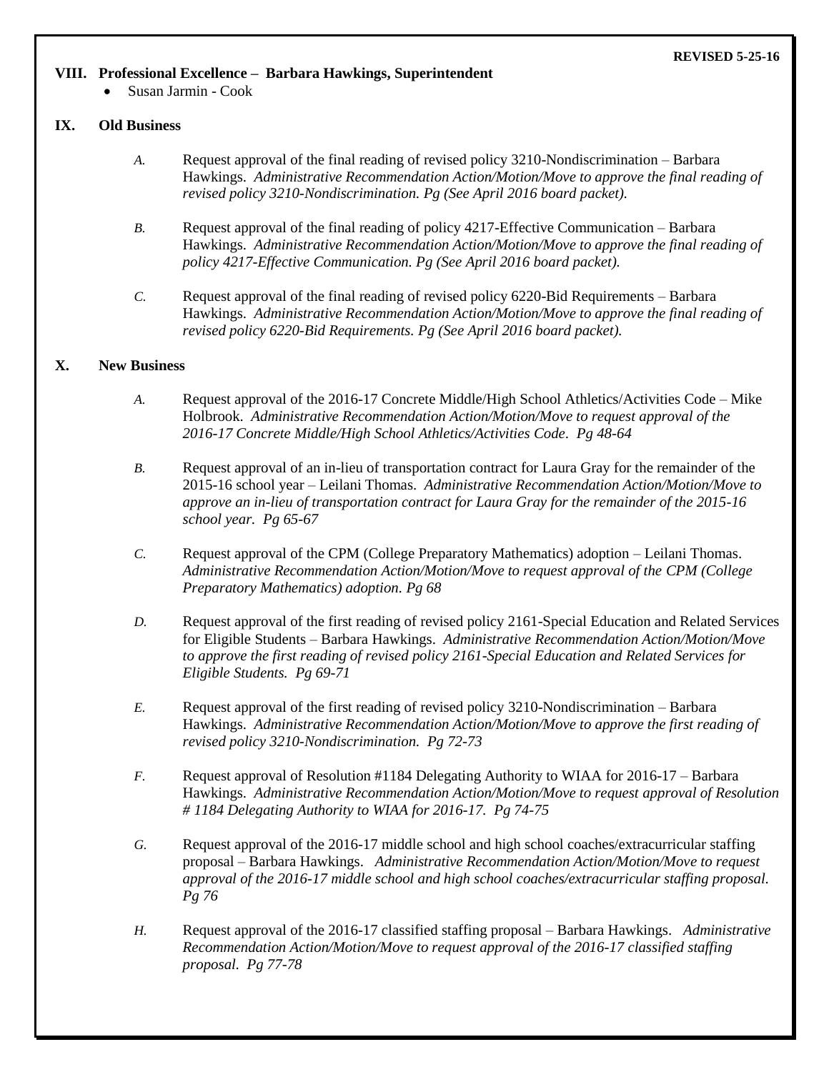**REVISED 5-25-16**

## VIII. Professional Excellence – Barbara Hawkings, Superintendent

- Susan Jarmin - Cook

## IX. Old Business

*A.* Request approval of the final reading of revised policy 3210-Nondiscrimination – Barbara Hawkings. *Administrative Recommendation Action/Motion/Move to approve the final reading of revised policy 3210-Nondiscrimination. Pg (See April 2016 board packet).*

*B.* Request approval of the final reading of policy 4217-Effective Communication – Barbara Hawkings. *Administrative Recommendation Action/Motion/Move to approve the final reading of policy 4217-Effective Communication. Pg (See April 2016 board packet).*

*C.* Request approval of the final reading of revised policy 6220-Bid Requirements – Barbara Hawkings. *Administrative Recommendation Action/Motion/Move to approve the final reading of revised policy 6220-Bid Requirements. Pg (See April 2016 board packet).*

## X. New Business

*A.* Request approval of the 2016-17 Concrete Middle/High School Athletics/Activities Code – Mike Holbrook. *Administrative Recommendation Action/Motion/Move to request approval of the 2016-17 Concrete Middle/High School Athletics/Activities Code. Pg 48-64*

*B.* Request approval of an in-lieu of transportation contract for Laura Gray for the remainder of the 2015-16 school year – Leilani Thomas. *Administrative Recommendation Action/Motion/Move to approve an in-lieu of transportation contract for Laura Gray for the remainder of the 2015-16 school year. Pg 65-67*

*C.* Request approval of the CPM (College Preparatory Mathematics) adoption – Leilani Thomas. *Administrative Recommendation Action/Motion/Move to request approval of the CPM (College Preparatory Mathematics) adoption. Pg 68*

*D.* Request approval of the first reading of revised policy 2161-Special Education and Related Services for Eligible Students – Barbara Hawkings. *Administrative Recommendation Action/Motion/Move to approve the first reading of revised policy 2161-Special Education and Related Services for Eligible Students. Pg 69-71*

*E.* Request approval of the first reading of revised policy 3210-Nondiscrimination – Barbara Hawkings. *Administrative Recommendation Action/Motion/Move to approve the first reading of revised policy 3210-Nondiscrimination. Pg 72-73*

*F.* Request approval of Resolution #1184 Delegating Authority to WIAA for 2016-17 – Barbara Hawkings. *Administrative Recommendation Action/Motion/Move to request approval of Resolution # 1184 Delegating Authority to WIAA for 2016-17. Pg 74-75*

*G.* Request approval of the 2016-17 middle school and high school coaches/extracurricular staffing proposal – Barbara Hawkings. *Administrative Recommendation Action/Motion/Move to request approval of the 2016-17 middle school and high school coaches/extracurricular staffing proposal. Pg 76*

*H.* Request approval of the 2016-17 classified staffing proposal – Barbara Hawkings. *Administrative Recommendation Action/Motion/Move to request approval of the 2016-17 classified staffing proposal. Pg 77-78*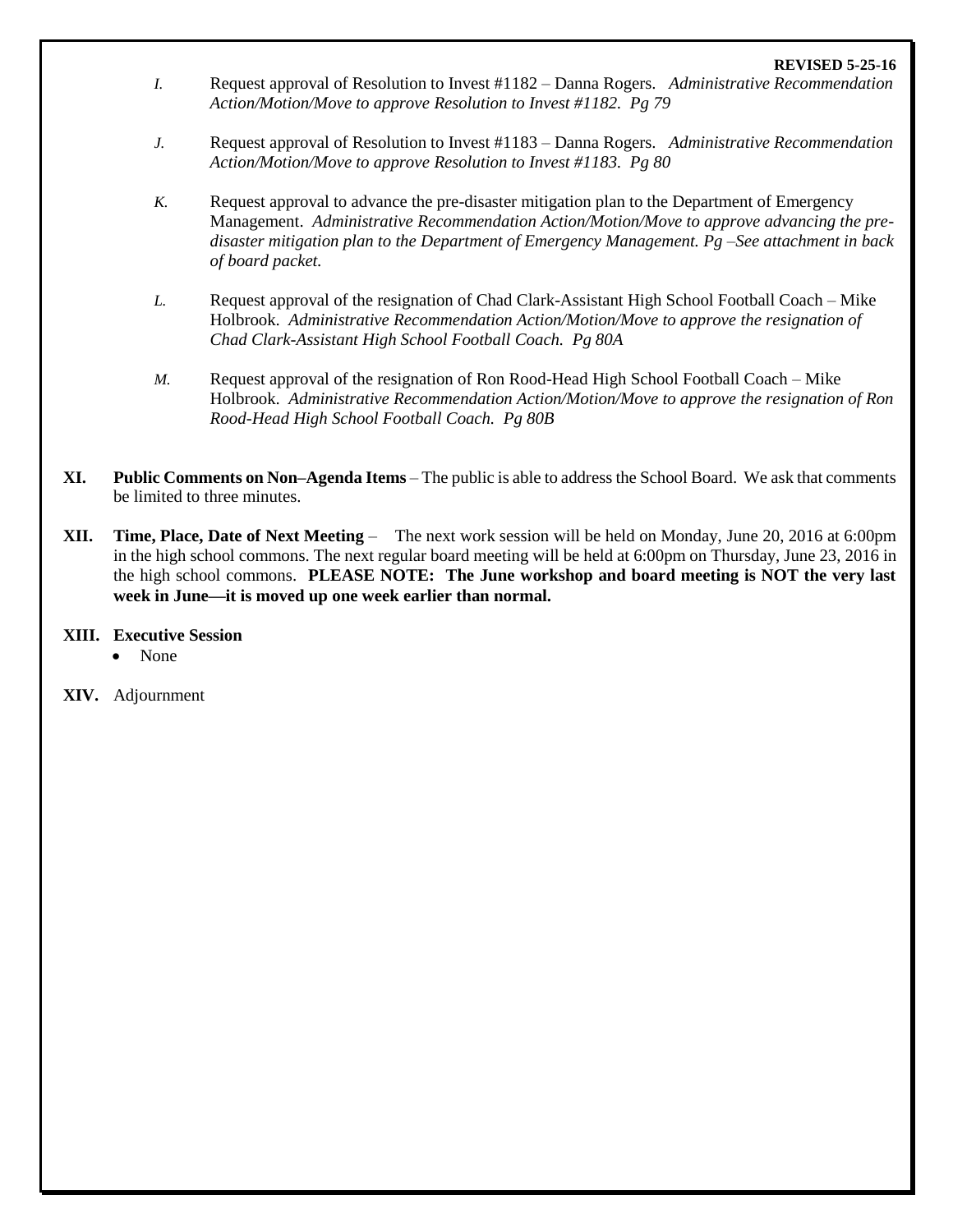**REVISED 5-25-16**

*I.* Request approval of Resolution to Invest #1182 – Danna Rogers. *Administrative Recommendation Action/Motion/Move to approve Resolution to Invest #1182. Pg 79*

*J.* Request approval of Resolution to Invest #1183 – Danna Rogers. *Administrative Recommendation Action/Motion/Move to approve Resolution to Invest #1183. Pg 80*

*K.* Request approval to advance the pre-disaster mitigation plan to the Department of Emergency Management. *Administrative Recommendation Action/Motion/Move to approve advancing the pre-disaster mitigation plan to the Department of Emergency Management. Pg –See attachment in back of board packet.*

*L.* Request approval of the resignation of Chad Clark-Assistant High School Football Coach – Mike Holbrook. *Administrative Recommendation Action/Motion/Move to approve the resignation of Chad Clark-Assistant High School Football Coach. Pg 80A*

*M.* Request approval of the resignation of Ron Rood-Head High School Football Coach – Mike Holbrook. *Administrative Recommendation Action/Motion/Move to approve the resignation of Ron Rood-Head High School Football Coach. Pg 80B*

**XI. Public Comments on Non–Agenda Items** – The public is able to address the School Board. We ask that comments be limited to three minutes.

**XII. Time, Place, Date of Next Meeting** – The next work session will be held on Monday, June 20, 2016 at 6:00pm in the high school commons. The next regular board meeting will be held at 6:00pm on Thursday, June 23, 2016 in the high school commons. **PLEASE NOTE: The June workshop and board meeting is NOT the very last week in June—it is moved up one week earlier than normal.**

**XIII. Executive Session**

- None

**XIV.** Adjournment